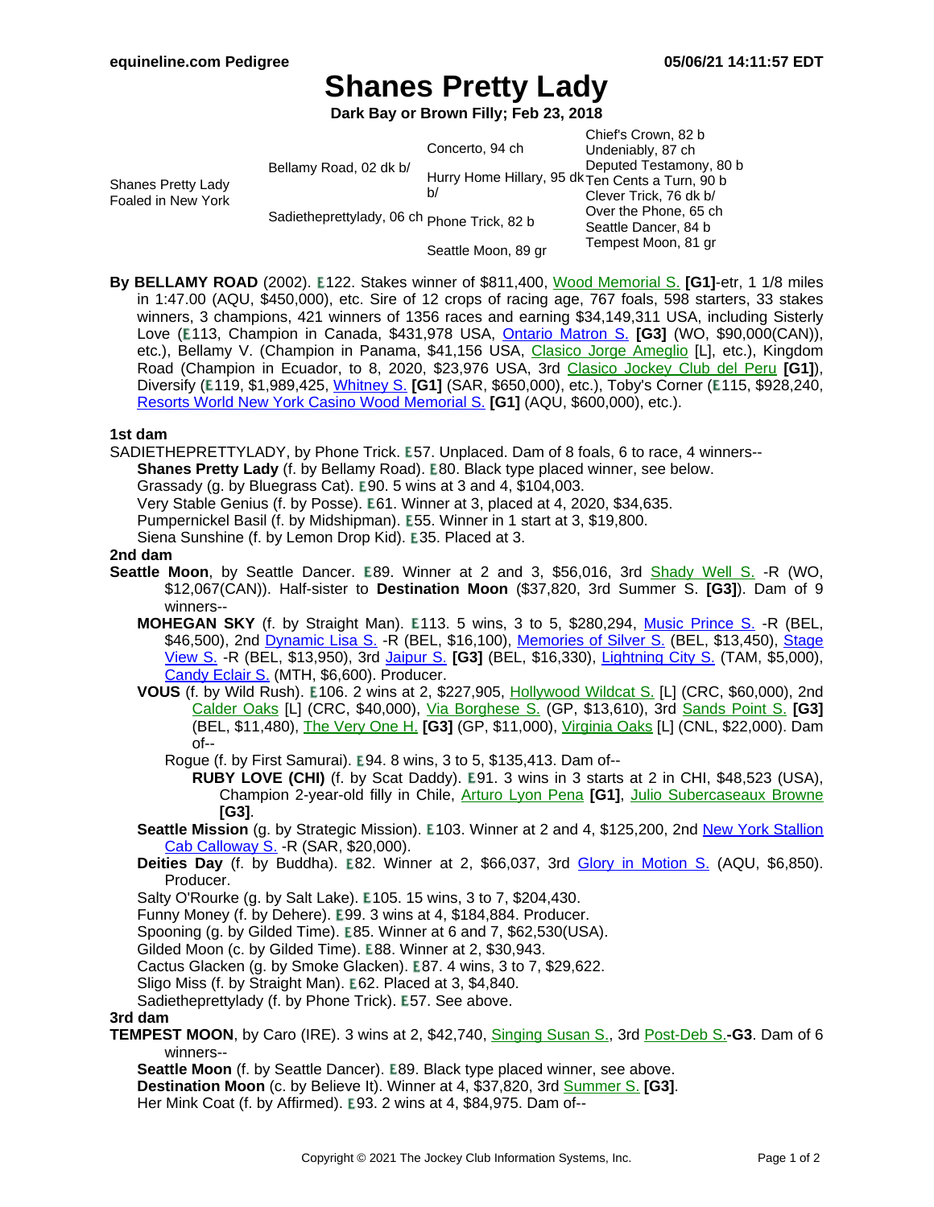equineline.com Pedigree — 05/06/21 14:11:57 EDT

# Shanes Pretty Lady

**Dark Bay or Brown Filly; Feb 23, 2018**

| | | | |
|---|---|---|---|
| Shanes Pretty Lady Foaled in New York | Bellamy Road, 02 dk b/ | Concerto, 94 ch | Chief's Crown, 82 b |
| | | | Undeniably, 87 ch |
| | | Hurry Home Hillary, 95 dk b/ | Deputed Testamony, 80 b |
| | | | Ten Cents a Turn, 90 b |
| | Sadietheprettylady, 06 ch | Phone Trick, 82 b | Clever Trick, 76 dk b/ |
| | | | Over the Phone, 65 ch |
| | | Seattle Moon, 89 gr | Seattle Dancer, 84 b |
| | | | Tempest Moon, 81 gr |

**By BELLAMY ROAD** (2002). E122. Stakes winner of $811,400, Wood Memorial S. **[G1]**-etr, 1 1/8 miles in 1:47.00 (AQU, $450,000), etc. Sire of 12 crops of racing age, 767 foals, 598 starters, 33 stakes winners, 3 champions, 421 winners of 1356 races and earning $34,149,311 USA, including Sisterly Love (E113, Champion in Canada, $431,978 USA, Ontario Matron S. **[G3]** (WO, $90,000(CAN)), etc.), Bellamy V. (Champion in Panama, $41,156 USA, Clasico Jorge Ameglio [L], etc.), Kingdom Road (Champion in Ecuador, to 8, 2020, $23,976 USA, 3rd Clasico Jockey Club del Peru **[G1]**), Diversify (E119, $1,989,425, Whitney S. **[G1]** (SAR, $650,000), etc.), Toby's Corner (E115, $928,240, Resorts World New York Casino Wood Memorial S. **[G1]** (AQU, $600,000), etc.).

### 1st dam

SADIETHEPRETTYLADY, by Phone Trick. E57. Unplaced. Dam of 8 foals, 6 to race, 4 winners--

- **Shanes Pretty Lady** (f. by Bellamy Road). E80. Black type placed winner, see below.
- Grassady (g. by Bluegrass Cat). E90. 5 wins at 3 and 4, $104,003.
- Very Stable Genius (f. by Posse). E61. Winner at 3, placed at 4, 2020, $34,635.
- Pumpernickel Basil (f. by Midshipman). E55. Winner in 1 start at 3, $19,800.
- Siena Sunshine (f. by Lemon Drop Kid). E35. Placed at 3.

### 2nd dam

**Seattle Moon**, by Seattle Dancer. E89. Winner at 2 and 3, $56,016, 3rd Shady Well S. -R (WO, $12,067(CAN)). Half-sister to **Destination Moon** ($37,820, 3rd Summer S. **[G3]**). Dam of 9 winners--

- **MOHEGAN SKY** (f. by Straight Man). E113. 5 wins, 3 to 5, $280,294, Music Prince S. -R (BEL, $46,500), 2nd Dynamic Lisa S. -R (BEL, $16,100), Memories of Silver S. (BEL, $13,450), Stage View S. -R (BEL, $13,950), 3rd Jaipur S. **[G3]** (BEL, $16,330), Lightning City S. (TAM, $5,000), Candy Eclair S. (MTH, $6,600). Producer.
- **VOUS** (f. by Wild Rush). E106. 2 wins at 2, $227,905, Hollywood Wildcat S. [L] (CRC, $60,000), 2nd Calder Oaks [L] (CRC, $40,000), Via Borghese S. (GP, $13,610), 3rd Sands Point S. **[G3]** (BEL, $11,480), The Very One H. **[G3]** (GP, $11,000), Virginia Oaks [L] (CNL, $22,000). Dam of--
  - Rogue (f. by First Samurai). E94. 8 wins, 3 to 5, $135,413. Dam of--
    - **RUBY LOVE (CHI)** (f. by Scat Daddy). E91. 3 wins in 3 starts at 2 in CHI, $48,523 (USA), Champion 2-year-old filly in Chile, Arturo Lyon Pena **[G1]**, Julio Subercaseaux Browne **[G3]**.
- **Seattle Mission** (g. by Strategic Mission). E103. Winner at 2 and 4, $125,200, 2nd New York Stallion Cab Calloway S. -R (SAR, $20,000).
- **Deities Day** (f. by Buddha). E82. Winner at 2, $66,037, 3rd Glory in Motion S. (AQU, $6,850). Producer.
- Salty O'Rourke (g. by Salt Lake). E105. 15 wins, 3 to 7, $204,430.
- Funny Money (f. by Dehere). E99. 3 wins at 4, $184,884. Producer.
- Spooning (g. by Gilded Time). E85. Winner at 6 and 7, $62,530(USA).
- Gilded Moon (c. by Gilded Time). E88. Winner at 2, $30,943.
- Cactus Glacken (g. by Smoke Glacken). E87. 4 wins, 3 to 7, $29,622.
- Sligo Miss (f. by Straight Man). E62. Placed at 3, $4,840.
- Sadietheprettylady (f. by Phone Trick). E57. See above.

### 3rd dam

**TEMPEST MOON**, by Caro (IRE). 3 wins at 2, $42,740, Singing Susan S., 3rd Post-Deb S.**-G3**. Dam of 6 winners--

- **Seattle Moon** (f. by Seattle Dancer). E89. Black type placed winner, see above.
- **Destination Moon** (c. by Believe It). Winner at 4, $37,820, 3rd Summer S. **[G3]**.
- Her Mink Coat (f. by Affirmed). E93. 2 wins at 4, $84,975. Dam of--

Copyright © 2021 The Jockey Club Information Systems, Inc.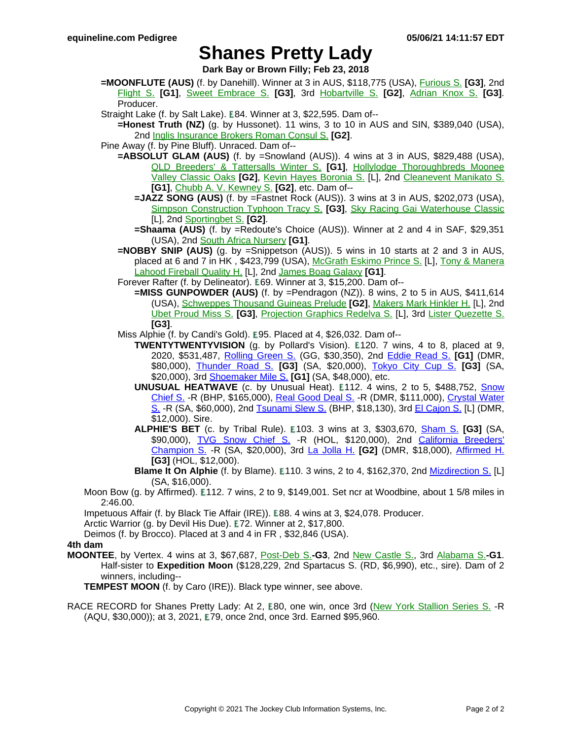# Shanes Pretty Lady

**Dark Bay or Brown Filly; Feb 23, 2018**

**=MOONFLUTE (AUS)** (f. by Danehill). Winner at 3 in AUS, $118,775 (USA), Furious S. **[G3]**, 2nd Flight S. **[G1]**, Sweet Embrace S. **[G3]**, 3rd Hobartville S. **[G2]**, Adrian Knox S. **[G3]**. Producer.

Straight Lake (f. by Salt Lake). E84. Winner at 3, $22,595. Dam of--

**=Honest Truth (NZ)** (g. by Hussonet). 11 wins, 3 to 10 in AUS and SIN, $389,040 (USA), 2nd Inglis Insurance Brokers Roman Consul S. **[G2]**.

Pine Away (f. by Pine Bluff). Unraced. Dam of--

**=ABSOLUT GLAM (AUS)** (f. by =Snowland (AUS)). 4 wins at 3 in AUS, $829,488 (USA), QLD Breeders' & Tattersalls Winter S. **[G1]**, Hollylodge Thoroughbreds Moonee Valley Classic Oaks **[G2]**, Kevin Hayes Boronia S. [L], 2nd Cleanevent Manikato S. **[G1]**, Chubb A. V. Kewney S. **[G2]**, etc. Dam of--

**=JAZZ SONG (AUS)** (f. by =Fastnet Rock (AUS)). 3 wins at 3 in AUS, $202,073 (USA), Simpson Construction Typhoon Tracy S. **[G3]**, Sky Racing Gai Waterhouse Classic [L], 2nd Sportingbet S. **[G2]**.

**=Shaama (AUS)** (f. by =Redoute's Choice (AUS)). Winner at 2 and 4 in SAF, $29,351 (USA), 2nd South Africa Nursery **[G1]**.

**=NOBBY SNIP (AUS)** (g. by =Snippetson (AUS)). 5 wins in 10 starts at 2 and 3 in AUS, placed at 6 and 7 in HK , $423,799 (USA), McGrath Eskimo Prince S. [L], Tony & Manera Lahood Fireball Quality H. [L], 2nd James Boag Galaxy **[G1]**.

Forever Rafter (f. by Delineator). E69. Winner at 3, $15,200. Dam of--

**=MISS GUNPOWDER (AUS)** (f. by =Pendragon (NZ)). 8 wins, 2 to 5 in AUS, $411,614 (USA), Schweppes Thousand Guineas Prelude **[G2]**, Makers Mark Hinkler H. [L], 2nd Ubet Proud Miss S. **[G3]**, Projection Graphics Redelva S. [L], 3rd Lister Quezette S. **[G3]**.

Miss Alphie (f. by Candi's Gold). E95. Placed at 4, $26,032. Dam of--

**TWENTYTWENTYVISION** (g. by Pollard's Vision). E120. 7 wins, 4 to 8, placed at 9, 2020, $531,487, Rolling Green S. (GG, $30,350), 2nd Eddie Read S. **[G1]** (DMR, $80,000), Thunder Road S. **[G3]** (SA, $20,000), Tokyo City Cup S. **[G3]** (SA, $20,000), 3rd Shoemaker Mile S. **[G1]** (SA, $48,000), etc.

**UNUSUAL HEATWAVE** (c. by Unusual Heat). E112. 4 wins, 2 to 5, $488,752, Snow Chief S. -R (BHP, $165,000), Real Good Deal S. -R (DMR, $111,000), Crystal Water S. -R (SA, $60,000), 2nd Tsunami Slew S. (BHP, $18,130), 3rd El Cajon S. [L] (DMR, $12,000). Sire.

**ALPHIE'S BET** (c. by Tribal Rule). E103. 3 wins at 3, $303,670, Sham S. **[G3]** (SA, $90,000), TVG Snow Chief S. -R (HOL, $120,000), 2nd California Breeders' Champion S. -R (SA, $20,000), 3rd La Jolla H. **[G2]** (DMR, $18,000), Affirmed H. **[G3]** (HOL, $12,000).

**Blame It On Alphie** (f. by Blame). E110. 3 wins, 2 to 4, $162,370, 2nd Mizdirection S. [L] (SA, $16,000).

Moon Bow (g. by Affirmed). E112. 7 wins, 2 to 9, $149,001. Set ncr at Woodbine, about 1 5/8 miles in 2:46.00.

Impetuous Affair (f. by Black Tie Affair (IRE)). E88. 4 wins at 3, $24,078. Producer.

Arctic Warrior (g. by Devil His Due). E72. Winner at 2, $17,800.

Deimos (f. by Brocco). Placed at 3 and 4 in FR , $32,846 (USA).

**4th dam**

**MOONTEE**, by Vertex. 4 wins at 3, $67,687, Post-Deb S.**-G3**, 2nd New Castle S., 3rd Alabama S.**-G1**. Half-sister to **Expedition Moon** ($128,229, 2nd Spartacus S. (RD, $6,990), etc., sire). Dam of 2 winners, including--

**TEMPEST MOON** (f. by Caro (IRE)). Black type winner, see above.

RACE RECORD for Shanes Pretty Lady: At 2, E80, one win, once 3rd (New York Stallion Series S. -R (AQU, $30,000)); at 3, 2021, E79, once 2nd, once 3rd. Earned $95,960.